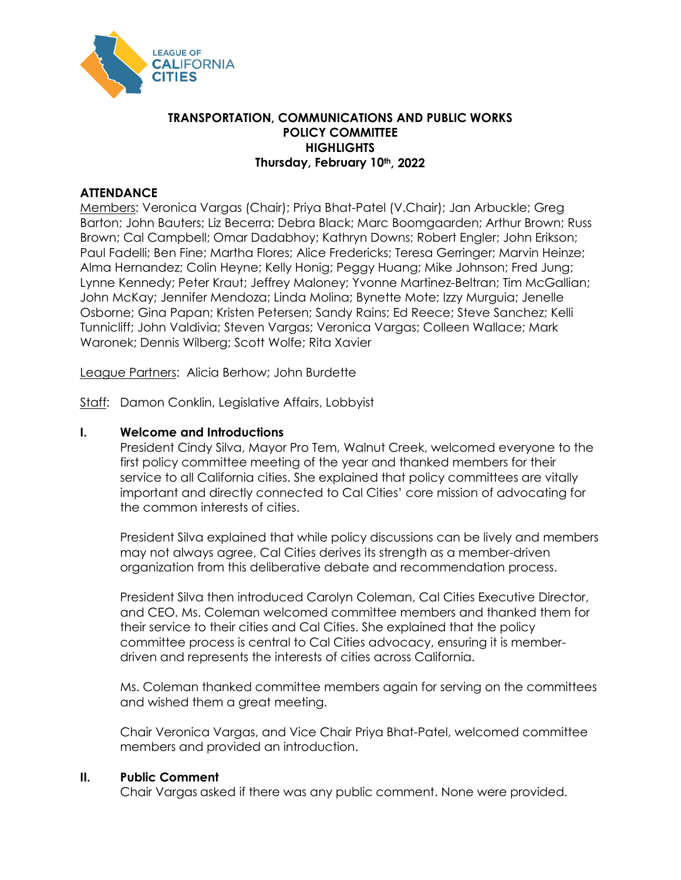**TRANSPORTATION, COMMUNICATIONS AND PUBLIC WORKS**
**POLICY COMMITTEE**
**HIGHLIGHTS**
**Thursday, February 10th, 2022**

## ATTENDANCE

Members: Veronica Vargas (Chair); Priya Bhat-Patel (V.Chair); Jan Arbuckle; Greg Barton; John Bauters; Liz Becerra; Debra Black; Marc Boomgaarden; Arthur Brown; Russ Brown; Cal Campbell; Omar Dadabhoy; Kathryn Downs; Robert Engler; John Erikson; Paul Fadelli; Ben Fine; Martha Flores; Alice Fredericks; Teresa Gerringer; Marvin Heinze; Alma Hernandez; Colin Heyne; Kelly Honig; Peggy Huang; Mike Johnson; Fred Jung; Lynne Kennedy; Peter Kraut; Jeffrey Maloney; Yvonne Martinez-Beltran; Tim McGallian; John McKay; Jennifer Mendoza; Linda Molina; Bynette Mote; Izzy Murguia; Jenelle Osborne; Gina Papan; Kristen Petersen; Sandy Rains; Ed Reece; Steve Sanchez; Kelli Tunnicliff; John Valdivia; Steven Vargas; Veronica Vargas; Colleen Wallace; Mark Waronek; Dennis Wilberg; Scott Wolfe; Rita Xavier

League Partners: Alicia Berhow; John Burdette

Staff: Damon Conklin, Legislative Affairs, Lobbyist

## I. Welcome and Introductions

President Cindy Silva, Mayor Pro Tem, Walnut Creek, welcomed everyone to the first policy committee meeting of the year and thanked members for their service to all California cities. She explained that policy committees are vitally important and directly connected to Cal Cities' core mission of advocating for the common interests of cities.

President Silva explained that while policy discussions can be lively and members may not always agree, Cal Cities derives its strength as a member-driven organization from this deliberative debate and recommendation process.

President Silva then introduced Carolyn Coleman, Cal Cities Executive Director, and CEO. Ms. Coleman welcomed committee members and thanked them for their service to their cities and Cal Cities. She explained that the policy committee process is central to Cal Cities advocacy, ensuring it is member-driven and represents the interests of cities across California.

Ms. Coleman thanked committee members again for serving on the committees and wished them a great meeting.

Chair Veronica Vargas, and Vice Chair Priya Bhat-Patel, welcomed committee members and provided an introduction.

## II. Public Comment

Chair Vargas asked if there was any public comment. None were provided.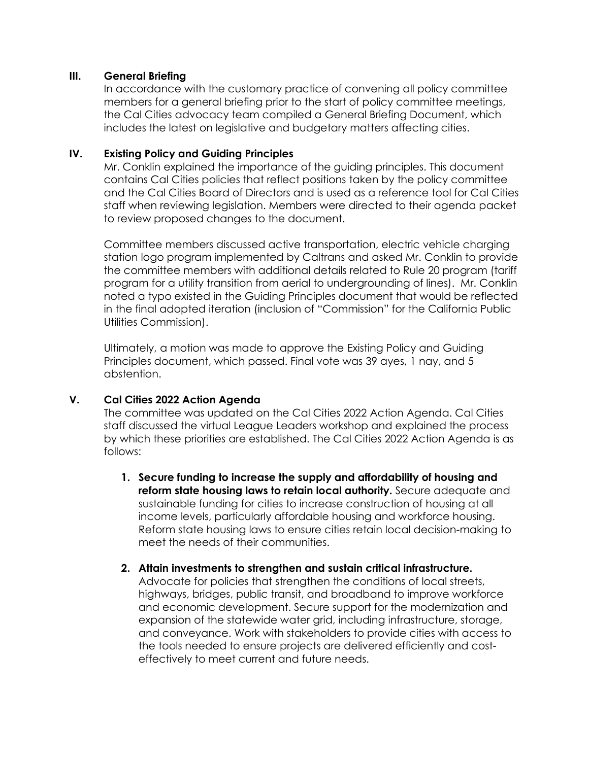## III. General Briefing

In accordance with the customary practice of convening all policy committee members for a general briefing prior to the start of policy committee meetings, the Cal Cities advocacy team compiled a General Briefing Document, which includes the latest on legislative and budgetary matters affecting cities.

## IV. Existing Policy and Guiding Principles

Mr. Conklin explained the importance of the guiding principles. This document contains Cal Cities policies that reflect positions taken by the policy committee and the Cal Cities Board of Directors and is used as a reference tool for Cal Cities staff when reviewing legislation. Members were directed to their agenda packet to review proposed changes to the document.

Committee members discussed active transportation, electric vehicle charging station logo program implemented by Caltrans and asked Mr. Conklin to provide the committee members with additional details related to Rule 20 program (tariff program for a utility transition from aerial to undergrounding of lines). Mr. Conklin noted a typo existed in the Guiding Principles document that would be reflected in the final adopted iteration (inclusion of "Commission" for the California Public Utilities Commission).

Ultimately, a motion was made to approve the Existing Policy and Guiding Principles document, which passed. Final vote was 39 ayes, 1 nay, and 5 abstention.

## V. Cal Cities 2022 Action Agenda

The committee was updated on the Cal Cities 2022 Action Agenda. Cal Cities staff discussed the virtual League Leaders workshop and explained the process by which these priorities are established. The Cal Cities 2022 Action Agenda is as follows:

1. **Secure funding to increase the supply and affordability of housing and reform state housing laws to retain local authority.** Secure adequate and sustainable funding for cities to increase construction of housing at all income levels, particularly affordable housing and workforce housing. Reform state housing laws to ensure cities retain local decision-making to meet the needs of their communities.

2. **Attain investments to strengthen and sustain critical infrastructure.** Advocate for policies that strengthen the conditions of local streets, highways, bridges, public transit, and broadband to improve workforce and economic development. Secure support for the modernization and expansion of the statewide water grid, including infrastructure, storage, and conveyance. Work with stakeholders to provide cities with access to the tools needed to ensure projects are delivered efficiently and cost-effectively to meet current and future needs.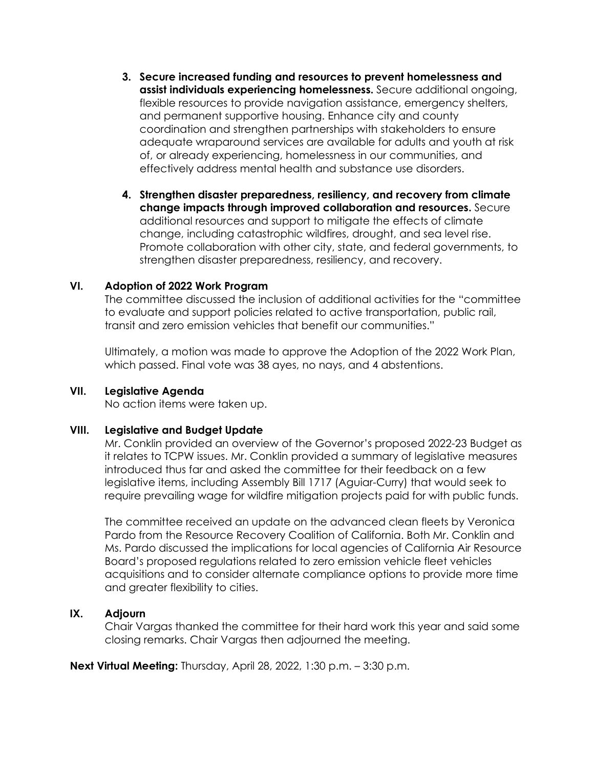3. **Secure increased funding and resources to prevent homelessness and assist individuals experiencing homelessness.** Secure additional ongoing, flexible resources to provide navigation assistance, emergency shelters, and permanent supportive housing. Enhance city and county coordination and strengthen partnerships with stakeholders to ensure adequate wraparound services are available for adults and youth at risk of, or already experiencing, homelessness in our communities, and effectively address mental health and substance use disorders.

4. **Strengthen disaster preparedness, resiliency, and recovery from climate change impacts through improved collaboration and resources.** Secure additional resources and support to mitigate the effects of climate change, including catastrophic wildfires, drought, and sea level rise. Promote collaboration with other city, state, and federal governments, to strengthen disaster preparedness, resiliency, and recovery.

## VI. Adoption of 2022 Work Program

The committee discussed the inclusion of additional activities for the "committee to evaluate and support policies related to active transportation, public rail, transit and zero emission vehicles that benefit our communities."

Ultimately, a motion was made to approve the Adoption of the 2022 Work Plan, which passed. Final vote was 38 ayes, no nays, and 4 abstentions.

## VII. Legislative Agenda

No action items were taken up.

## VIII. Legislative and Budget Update

Mr. Conklin provided an overview of the Governor's proposed 2022-23 Budget as it relates to TCPW issues. Mr. Conklin provided a summary of legislative measures introduced thus far and asked the committee for their feedback on a few legislative items, including Assembly Bill 1717 (Aguiar-Curry) that would seek to require prevailing wage for wildfire mitigation projects paid for with public funds.

The committee received an update on the advanced clean fleets by Veronica Pardo from the Resource Recovery Coalition of California. Both Mr. Conklin and Ms. Pardo discussed the implications for local agencies of California Air Resource Board's proposed regulations related to zero emission vehicle fleet vehicles acquisitions and to consider alternate compliance options to provide more time and greater flexibility to cities.

## IX. Adjourn

Chair Vargas thanked the committee for their hard work this year and said some closing remarks. Chair Vargas then adjourned the meeting.

**Next Virtual Meeting:** Thursday, April 28, 2022, 1:30 p.m. – 3:30 p.m.